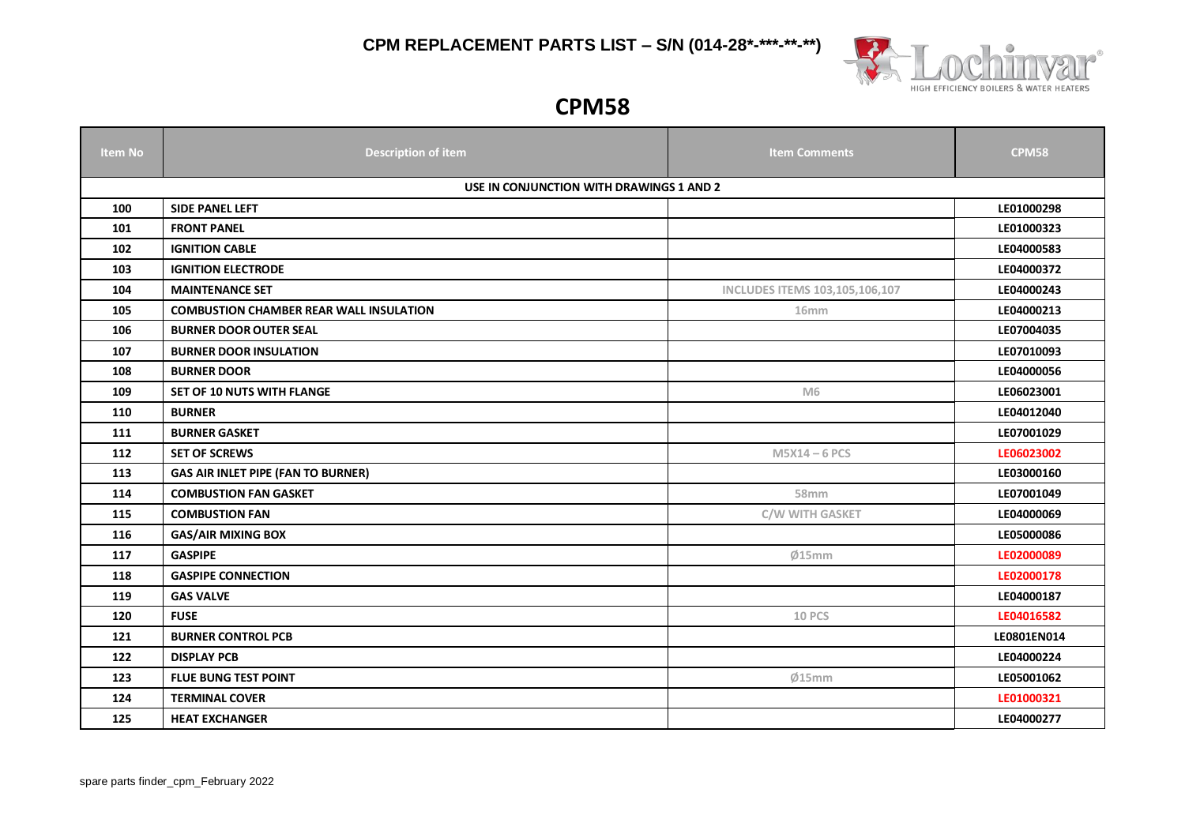# CPM REPLACEMENT PARTS LIST – S/N (014-28*-***-**-**)

## CPM58

| Item No | Description of item | Item Comments | CPM58 |
|---|---|---|---|
| USE IN CONJUNCTION WITH DRAWINGS 1 AND 2 | | | |
| 100 | SIDE PANEL LEFT | | LE01000298 |
| 101 | FRONT PANEL | | LE01000323 |
| 102 | IGNITION CABLE | | LE04000583 |
| 103 | IGNITION ELECTRODE | | LE04000372 |
| 104 | MAINTENANCE SET | INCLUDES ITEMS 103,105,106,107 | LE04000243 |
| 105 | COMBUSTION CHAMBER REAR WALL INSULATION | 16mm | LE04000213 |
| 106 | BURNER DOOR OUTER SEAL | | LE07004035 |
| 107 | BURNER DOOR INSULATION | | LE07010093 |
| 108 | BURNER DOOR | | LE04000056 |
| 109 | SET OF 10 NUTS WITH FLANGE | M6 | LE06023001 |
| 110 | BURNER | | LE04012040 |
| 111 | BURNER GASKET | | LE07001029 |
| 112 | SET OF SCREWS | M5X14 – 6 PCS | LE06023002 |
| 113 | GAS AIR INLET PIPE (FAN TO BURNER) | | LE03000160 |
| 114 | COMBUSTION FAN GASKET | 58mm | LE07001049 |
| 115 | COMBUSTION FAN | C/W WITH GASKET | LE04000069 |
| 116 | GAS/AIR MIXING BOX | | LE05000086 |
| 117 | GASPIPE | Ø15mm | LE02000089 |
| 118 | GASPIPE CONNECTION | | LE02000178 |
| 119 | GAS VALVE | | LE04000187 |
| 120 | FUSE | 10 PCS | LE04016582 |
| 121 | BURNER CONTROL PCB | | LE0801EN014 |
| 122 | DISPLAY PCB | | LE04000224 |
| 123 | FLUE BUNG TEST POINT | Ø15mm | LE05001062 |
| 124 | TERMINAL COVER | | LE01000321 |
| 125 | HEAT EXCHANGER | | LE04000277 |

spare parts finder_cpm_February 2022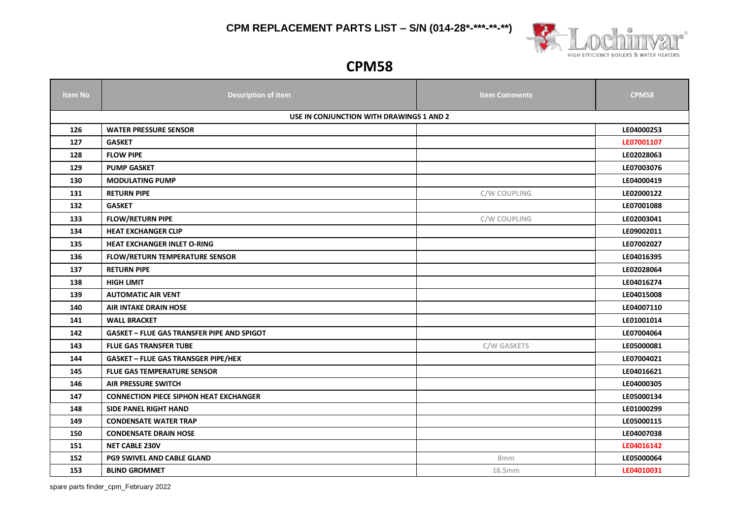# CPM REPLACEMENT PARTS LIST – S/N (014-28*-***-**-**)

## CPM58

| Item No | Description of item | Item Comments | CPM58 |
|---|---|---|---|
| USE IN CONJUNCTION WITH DRAWINGS 1 AND 2 | | | |
| 126 | WATER PRESSURE SENSOR | | LE04000253 |
| 127 | GASKET | | LE07001107 |
| 128 | FLOW PIPE | | LE02028063 |
| 129 | PUMP GASKET | | LE07003076 |
| 130 | MODULATING PUMP | | LE04000419 |
| 131 | RETURN PIPE | C/W COUPLING | LE02000122 |
| 132 | GASKET | | LE07001088 |
| 133 | FLOW/RETURN PIPE | C/W COUPLING | LE02003041 |
| 134 | HEAT EXCHANGER CLIP | | LE09002011 |
| 135 | HEAT EXCHANGER INLET O-RING | | LE07002027 |
| 136 | FLOW/RETURN TEMPERATURE SENSOR | | LE04016395 |
| 137 | RETURN PIPE | | LE02028064 |
| 138 | HIGH LIMIT | | LE04016274 |
| 139 | AUTOMATIC AIR VENT | | LE04015008 |
| 140 | AIR INTAKE DRAIN HOSE | | LE04007110 |
| 141 | WALL BRACKET | | LE01001014 |
| 142 | GASKET – FLUE GAS TRANSFER PIPE AND SPIGOT | | LE07004064 |
| 143 | FLUE GAS TRANSFER TUBE | C/W GASKETS | LE05000081 |
| 144 | GASKET – FLUE GAS TRANSGER PIPE/HEX | | LE07004021 |
| 145 | FLUE GAS TEMPERATURE SENSOR | | LE04016621 |
| 146 | AIR PRESSURE SWITCH | | LE04000305 |
| 147 | CONNECTION PIECE SIPHON HEAT EXCHANGER | | LE05000134 |
| 148 | SIDE PANEL RIGHT HAND | | LE01000299 |
| 149 | CONDENSATE WATER TRAP | | LE05000115 |
| 150 | CONDENSATE DRAIN HOSE | | LE04007038 |
| 151 | NET CABLE 230V | | LE04016142 |
| 152 | PG9 SWIVEL AND CABLE GLAND | 8mm | LE05000064 |
| 153 | BLIND GROMMET | 18.5mm | LE04010031 |

spare parts finder_cpm_February 2022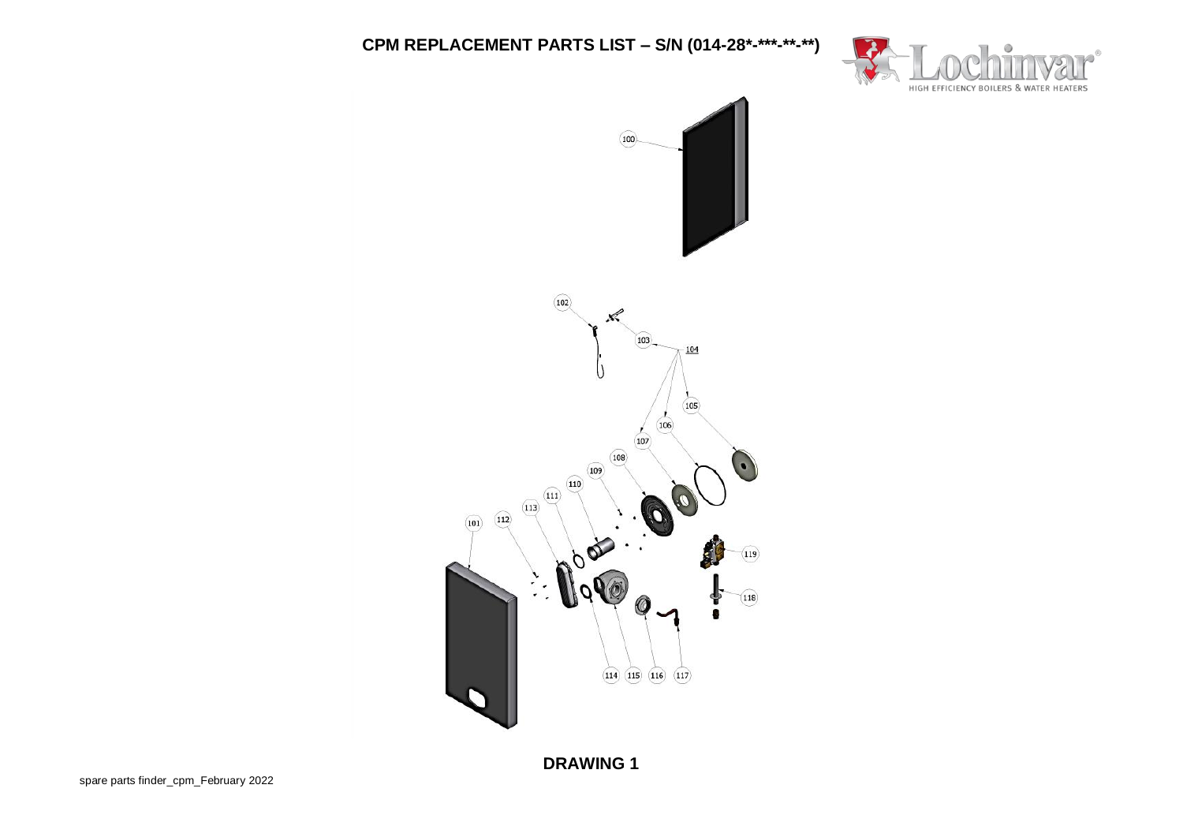# CPM REPLACEMENT PARTS LIST – S/N (014-28*-***-**-**)

100

102

103

104

105

106

107

108

109

110

111

113

112

101

119

118

114 115 116 117

**DRAWING 1**

spare parts finder_cpm_February 2022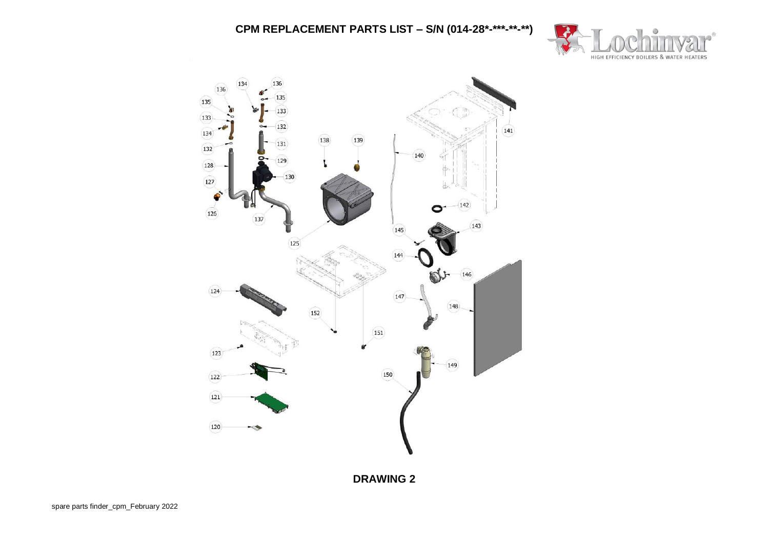# CPM REPLACEMENT PARTS LIST – S/N (014-28*-***-**-**)

**DRAWING 2**

spare parts finder_cpm_February 2022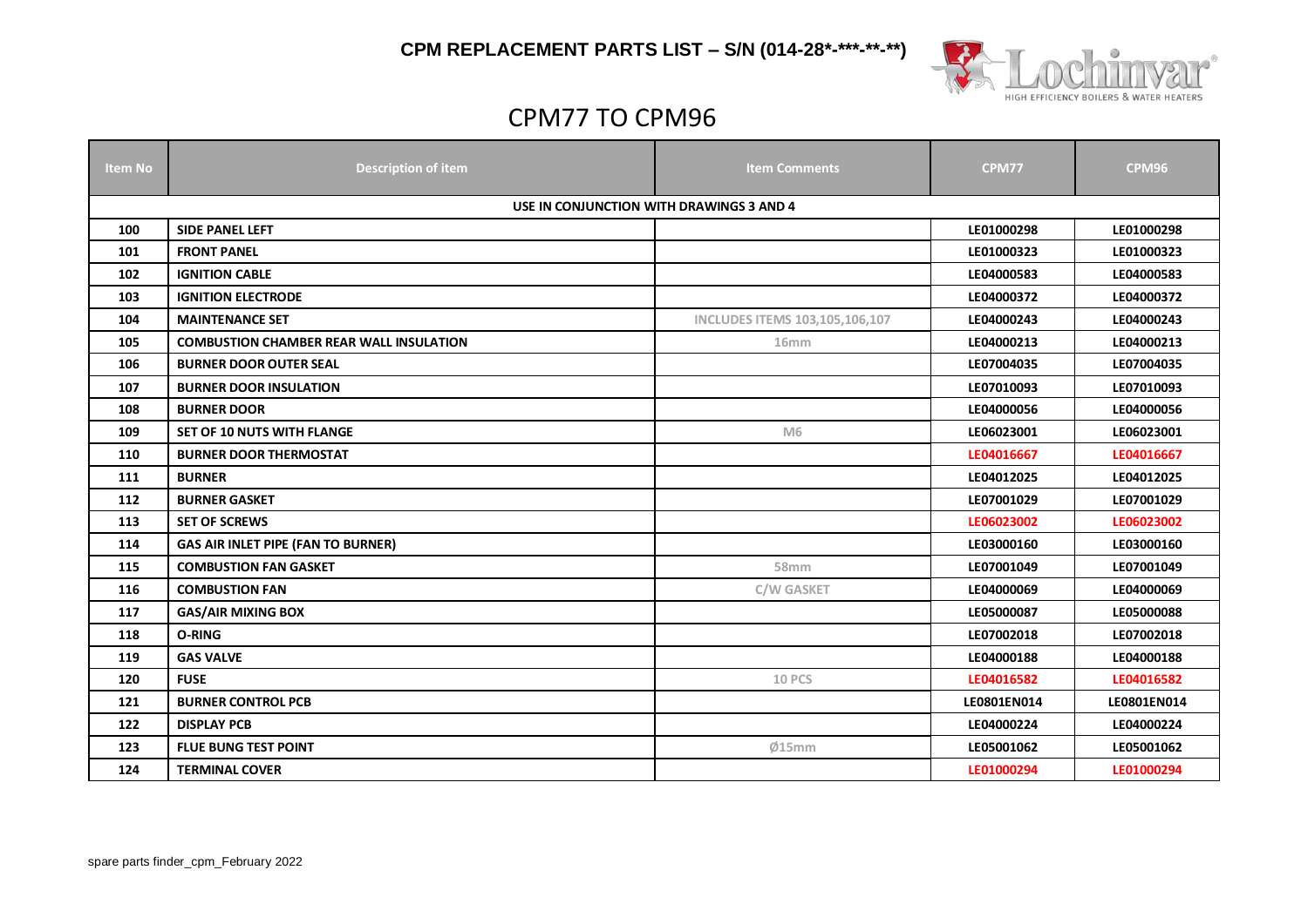# CPM REPLACEMENT PARTS LIST – S/N (014-28*-***-**-**)

## CPM77 TO CPM96

| Item No | Description of item | Item Comments | CPM77 | CPM96 |
|---|---|---|---|---|
| USE IN CONJUNCTION WITH DRAWINGS 3 AND 4 | | | | |
| 100 | SIDE PANEL LEFT | | LE01000298 | LE01000298 |
| 101 | FRONT PANEL | | LE01000323 | LE01000323 |
| 102 | IGNITION CABLE | | LE04000583 | LE04000583 |
| 103 | IGNITION ELECTRODE | | LE04000372 | LE04000372 |
| 104 | MAINTENANCE SET | INCLUDES ITEMS 103,105,106,107 | LE04000243 | LE04000243 |
| 105 | COMBUSTION CHAMBER REAR WALL INSULATION | 16mm | LE04000213 | LE04000213 |
| 106 | BURNER DOOR OUTER SEAL | | LE07004035 | LE07004035 |
| 107 | BURNER DOOR INSULATION | | LE07010093 | LE07010093 |
| 108 | BURNER DOOR | | LE04000056 | LE04000056 |
| 109 | SET OF 10 NUTS WITH FLANGE | M6 | LE06023001 | LE06023001 |
| 110 | BURNER DOOR THERMOSTAT | | LE04016667 | LE04016667 |
| 111 | BURNER | | LE04012025 | LE04012025 |
| 112 | BURNER GASKET | | LE07001029 | LE07001029 |
| 113 | SET OF SCREWS | | LE06023002 | LE06023002 |
| 114 | GAS AIR INLET PIPE (FAN TO BURNER) | | LE03000160 | LE03000160 |
| 115 | COMBUSTION FAN GASKET | 58mm | LE07001049 | LE07001049 |
| 116 | COMBUSTION FAN | C/W GASKET | LE04000069 | LE04000069 |
| 117 | GAS/AIR MIXING BOX | | LE05000087 | LE05000088 |
| 118 | O-RING | | LE07002018 | LE07002018 |
| 119 | GAS VALVE | | LE04000188 | LE04000188 |
| 120 | FUSE | 10 PCS | LE04016582 | LE04016582 |
| 121 | BURNER CONTROL PCB | | LE0801EN014 | LE0801EN014 |
| 122 | DISPLAY PCB | | LE04000224 | LE04000224 |
| 123 | FLUE BUNG TEST POINT | Ø15mm | LE05001062 | LE05001062 |
| 124 | TERMINAL COVER | | LE01000294 | LE01000294 |

spare parts finder_cpm_February 2022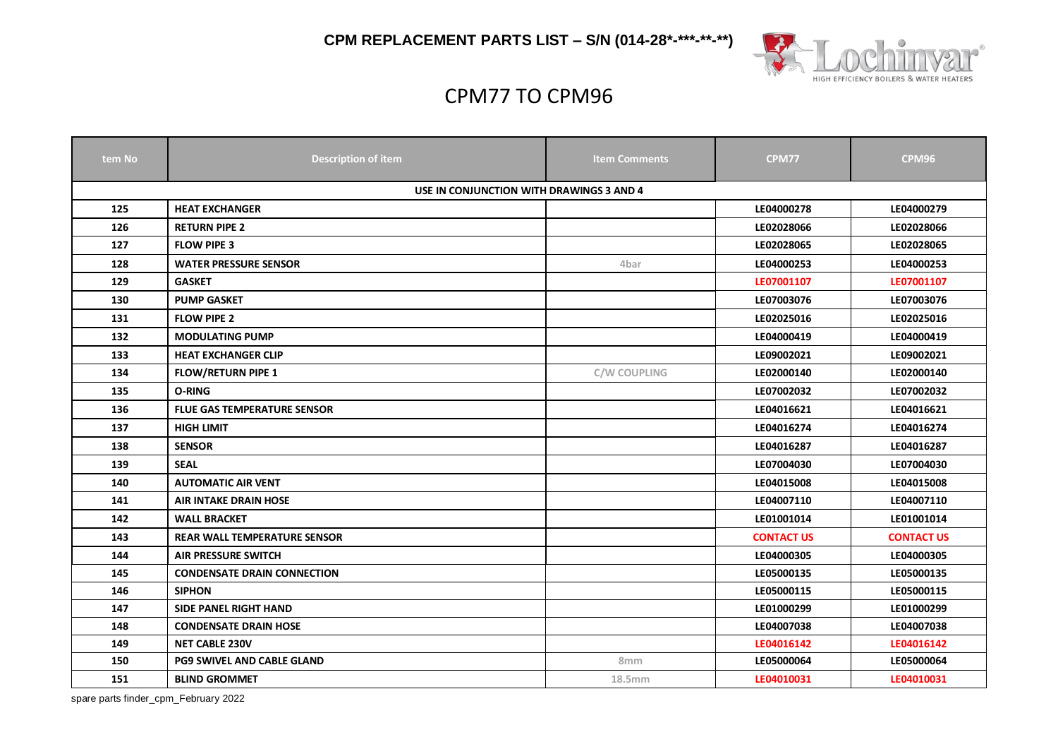**CPM REPLACEMENT PARTS LIST – S/N (014-28*-***-**-**)**

# CPM77 TO CPM96

| tem No | Description of item | Item Comments | CPM77 | CPM96 |
|---|---|---|---|---|
| USE IN CONJUNCTION WITH DRAWINGS 3 AND 4 | | | | |
| 125 | HEAT EXCHANGER | | LE04000278 | LE04000279 |
| 126 | RETURN PIPE 2 | | LE02028066 | LE02028066 |
| 127 | FLOW PIPE 3 | | LE02028065 | LE02028065 |
| 128 | WATER PRESSURE SENSOR | 4bar | LE04000253 | LE04000253 |
| 129 | GASKET | | LE07001107 | LE07001107 |
| 130 | PUMP GASKET | | LE07003076 | LE07003076 |
| 131 | FLOW PIPE 2 | | LE02025016 | LE02025016 |
| 132 | MODULATING PUMP | | LE04000419 | LE04000419 |
| 133 | HEAT EXCHANGER CLIP | | LE09002021 | LE09002021 |
| 134 | FLOW/RETURN PIPE 1 | C/W COUPLING | LE02000140 | LE02000140 |
| 135 | O-RING | | LE07002032 | LE07002032 |
| 136 | FLUE GAS TEMPERATURE SENSOR | | LE04016621 | LE04016621 |
| 137 | HIGH LIMIT | | LE04016274 | LE04016274 |
| 138 | SENSOR | | LE04016287 | LE04016287 |
| 139 | SEAL | | LE07004030 | LE07004030 |
| 140 | AUTOMATIC AIR VENT | | LE04015008 | LE04015008 |
| 141 | AIR INTAKE DRAIN HOSE | | LE04007110 | LE04007110 |
| 142 | WALL BRACKET | | LE01001014 | LE01001014 |
| 143 | REAR WALL TEMPERATURE SENSOR | | CONTACT US | CONTACT US |
| 144 | AIR PRESSURE SWITCH | | LE04000305 | LE04000305 |
| 145 | CONDENSATE DRAIN CONNECTION | | LE05000135 | LE05000135 |
| 146 | SIPHON | | LE05000115 | LE05000115 |
| 147 | SIDE PANEL RIGHT HAND | | LE01000299 | LE01000299 |
| 148 | CONDENSATE DRAIN HOSE | | LE04007038 | LE04007038 |
| 149 | NET CABLE 230V | | LE04016142 | LE04016142 |
| 150 | PG9 SWIVEL AND CABLE GLAND | 8mm | LE05000064 | LE05000064 |
| 151 | BLIND GROMMET | 18.5mm | LE04010031 | LE04010031 |

spare parts finder_cpm_February 2022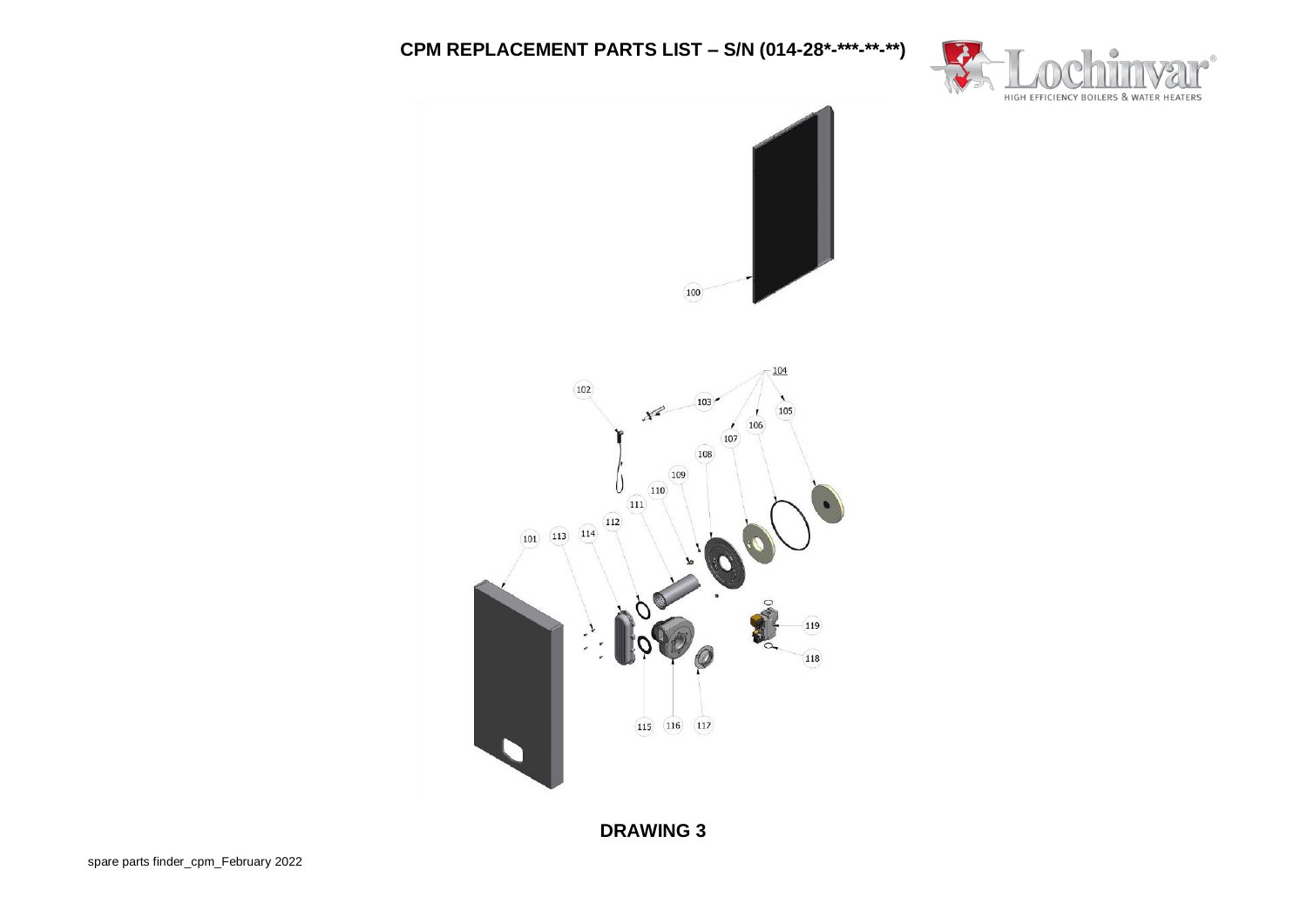# CPM REPLACEMENT PARTS LIST – S/N (014-28*-***-**-**)

100

101 113 114 112 111 110 109 108 107 106 105 104 103 102

119 118

115 116 117

**DRAWING 3**

spare parts finder_cpm_February 2022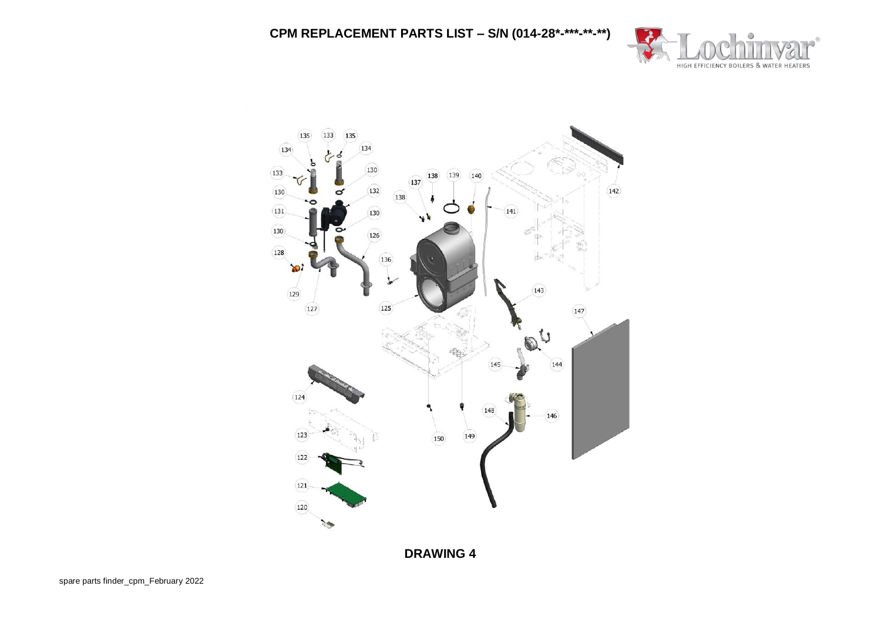# CPM REPLACEMENT PARTS LIST – S/N (014-28*-***-**-**)

**DRAWING 4**

spare parts finder_cpm_February 2022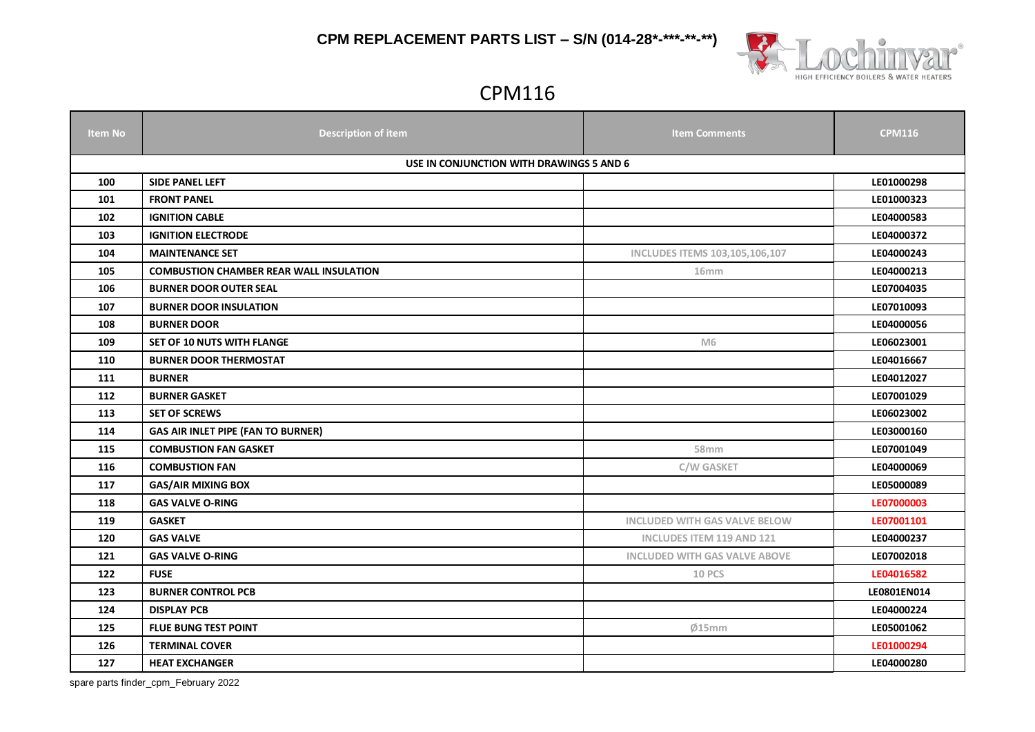# CPM REPLACEMENT PARTS LIST – S/N (014-28*-***-**-**)

## CPM116

| Item No | Description of item | Item Comments | CPM116 |
|---|---|---|---|
| USE IN CONJUNCTION WITH DRAWINGS 5 AND 6 | | | |
| 100 | SIDE PANEL LEFT | | LE01000298 |
| 101 | FRONT PANEL | | LE01000323 |
| 102 | IGNITION CABLE | | LE04000583 |
| 103 | IGNITION ELECTRODE | | LE04000372 |
| 104 | MAINTENANCE SET | INCLUDES ITEMS 103,105,106,107 | LE04000243 |
| 105 | COMBUSTION CHAMBER REAR WALL INSULATION | 16mm | LE04000213 |
| 106 | BURNER DOOR OUTER SEAL | | LE07004035 |
| 107 | BURNER DOOR INSULATION | | LE07010093 |
| 108 | BURNER DOOR | | LE04000056 |
| 109 | SET OF 10 NUTS WITH FLANGE | M6 | LE06023001 |
| 110 | BURNER DOOR THERMOSTAT | | LE04016667 |
| 111 | BURNER | | LE04012027 |
| 112 | BURNER GASKET | | LE07001029 |
| 113 | SET OF SCREWS | | LE06023002 |
| 114 | GAS AIR INLET PIPE (FAN TO BURNER) | | LE03000160 |
| 115 | COMBUSTION FAN GASKET | 58mm | LE07001049 |
| 116 | COMBUSTION FAN | C/W GASKET | LE04000069 |
| 117 | GAS/AIR MIXING BOX | | LE05000089 |
| 118 | GAS VALVE O-RING | | LE07000003 |
| 119 | GASKET | INCLUDED WITH GAS VALVE BELOW | LE07001101 |
| 120 | GAS VALVE | INCLUDES ITEM 119 AND 121 | LE04000237 |
| 121 | GAS VALVE O-RING | INCLUDED WITH GAS VALVE ABOVE | LE07002018 |
| 122 | FUSE | 10 PCS | LE04016582 |
| 123 | BURNER CONTROL PCB | | LE0801EN014 |
| 124 | DISPLAY PCB | | LE04000224 |
| 125 | FLUE BUNG TEST POINT | Ø15mm | LE05001062 |
| 126 | TERMINAL COVER | | LE01000294 |
| 127 | HEAT EXCHANGER | | LE04000280 |

spare parts finder_cpm_February 2022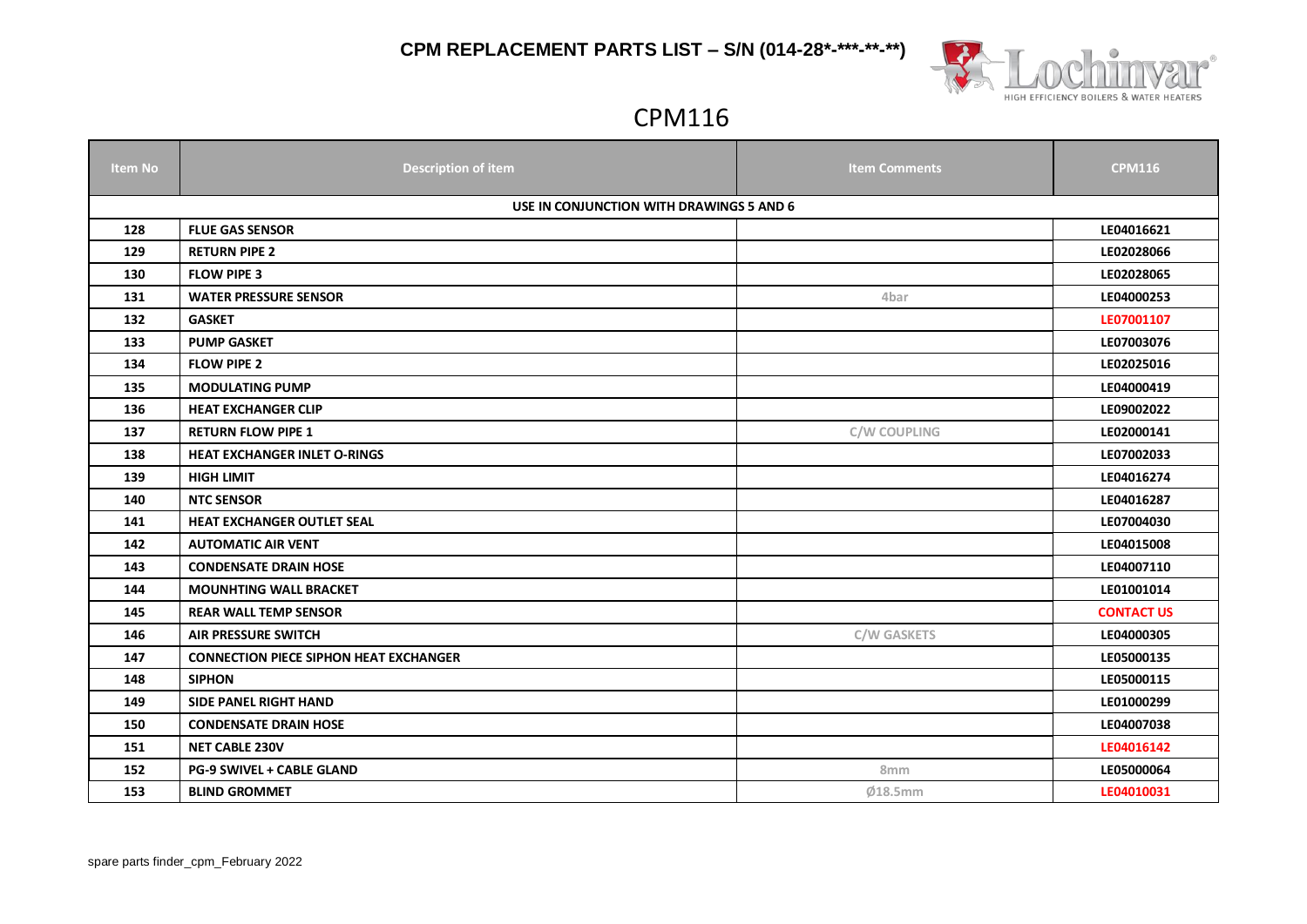# CPM REPLACEMENT PARTS LIST – S/N (014-28*-***-**-**)

## CPM116

| Item No | Description of item | Item Comments | CPM116 |
|---|---|---|---|
| USE IN CONJUNCTION WITH DRAWINGS 5 AND 6 | | | |
| 128 | FLUE GAS SENSOR | | LE04016621 |
| 129 | RETURN PIPE 2 | | LE02028066 |
| 130 | FLOW PIPE 3 | | LE02028065 |
| 131 | WATER PRESSURE SENSOR | 4bar | LE04000253 |
| 132 | GASKET | | LE07001107 |
| 133 | PUMP GASKET | | LE07003076 |
| 134 | FLOW PIPE 2 | | LE02025016 |
| 135 | MODULATING PUMP | | LE04000419 |
| 136 | HEAT EXCHANGER CLIP | | LE09002022 |
| 137 | RETURN FLOW PIPE 1 | C/W COUPLING | LE02000141 |
| 138 | HEAT EXCHANGER INLET O-RINGS | | LE07002033 |
| 139 | HIGH LIMIT | | LE04016274 |
| 140 | NTC SENSOR | | LE04016287 |
| 141 | HEAT EXCHANGER OUTLET SEAL | | LE07004030 |
| 142 | AUTOMATIC AIR VENT | | LE04015008 |
| 143 | CONDENSATE DRAIN HOSE | | LE04007110 |
| 144 | MOUNHTING WALL BRACKET | | LE01001014 |
| 145 | REAR WALL TEMP SENSOR | | CONTACT US |
| 146 | AIR PRESSURE SWITCH | C/W GASKETS | LE04000305 |
| 147 | CONNECTION PIECE SIPHON HEAT EXCHANGER | | LE05000135 |
| 148 | SIPHON | | LE05000115 |
| 149 | SIDE PANEL RIGHT HAND | | LE01000299 |
| 150 | CONDENSATE DRAIN HOSE | | LE04007038 |
| 151 | NET CABLE 230V | | LE04016142 |
| 152 | PG-9 SWIVEL + CABLE GLAND | 8mm | LE05000064 |
| 153 | BLIND GROMMET | Ø18.5mm | LE04010031 |

spare parts finder_cpm_February 2022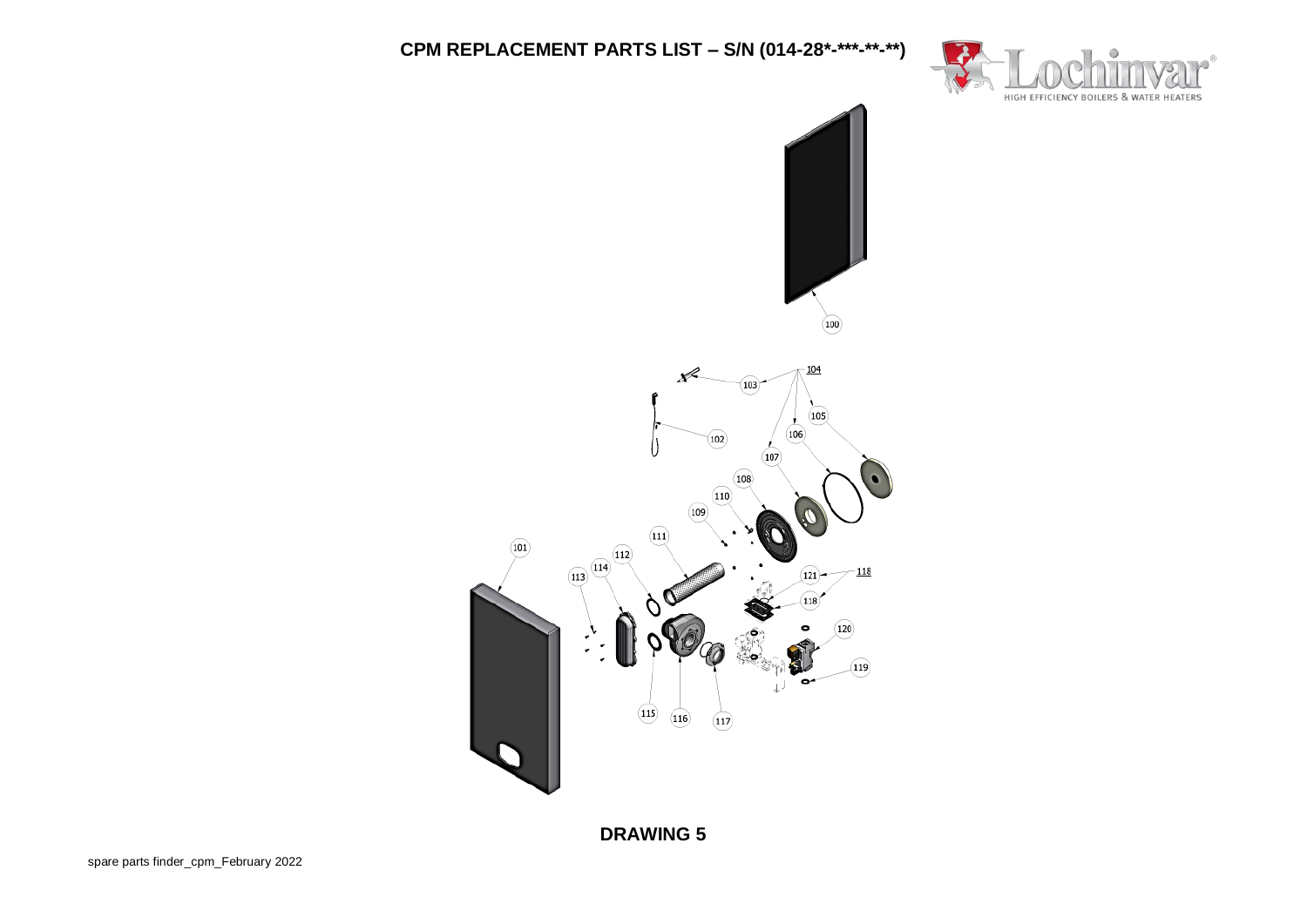# CPM REPLACEMENT PARTS LIST – S/N (014-28*-***-**-**)

Lochinvar
HIGH EFFICIENCY BOILERS & WATER HEATERS

100

104

103

105

102

106

107

108

110

109

111

101

112

114

113

121

118

118

120

119

115

116

117

**DRAWING 5**

spare parts finder_cpm_February 2022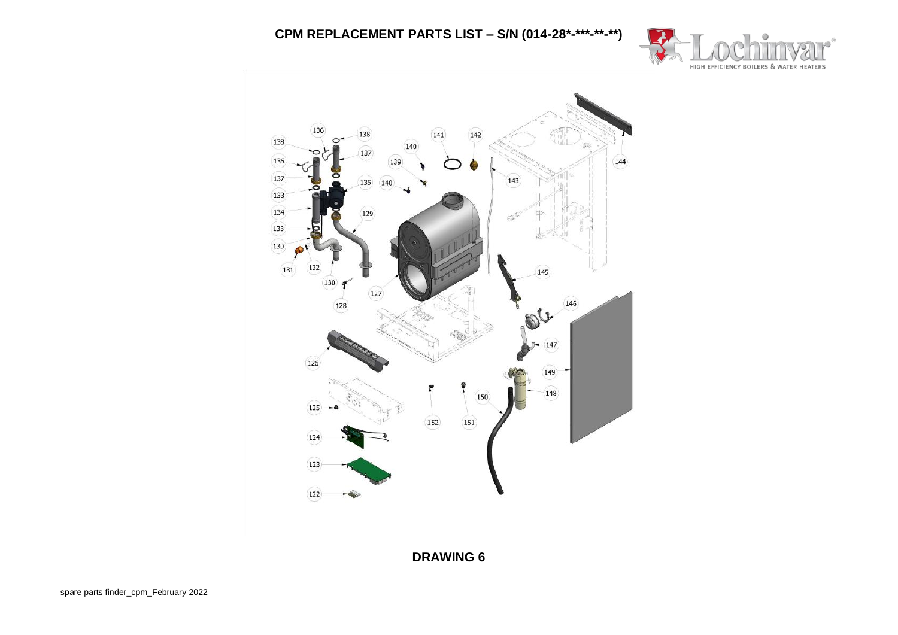# CPM REPLACEMENT PARTS LIST – S/N (014-28*-***-**-**)

**DRAWING 6**

spare parts finder_cpm_February 2022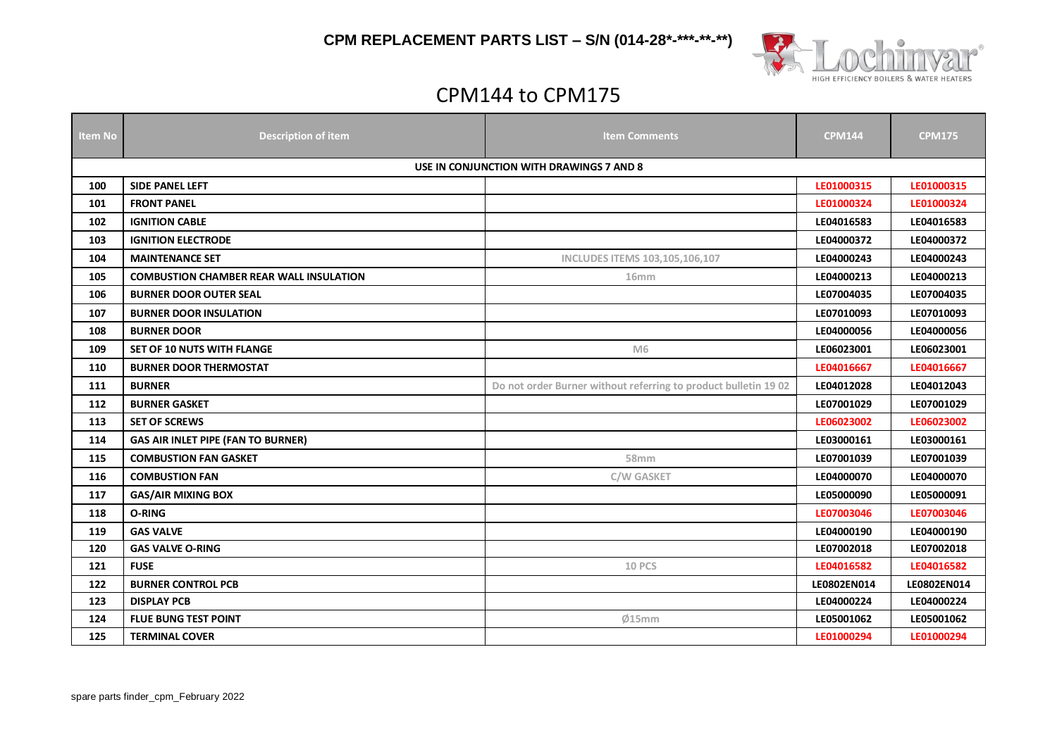# CPM REPLACEMENT PARTS LIST – S/N (014-28*-***-**-**)

## CPM144 to CPM175

| Item No | Description of item | Item Comments | CPM144 | CPM175 |
|---|---|---|---|---|
| | **USE IN CONJUNCTION WITH DRAWINGS 7 AND 8** | | | |
| 100 | SIDE PANEL LEFT | | LE01000315 | LE01000315 |
| 101 | FRONT PANEL | | LE01000324 | LE01000324 |
| 102 | IGNITION CABLE | | LE04016583 | LE04016583 |
| 103 | IGNITION ELECTRODE | | LE04000372 | LE04000372 |
| 104 | MAINTENANCE SET | INCLUDES ITEMS 103,105,106,107 | LE04000243 | LE04000243 |
| 105 | COMBUSTION CHAMBER REAR WALL INSULATION | 16mm | LE04000213 | LE04000213 |
| 106 | BURNER DOOR OUTER SEAL | | LE07004035 | LE07004035 |
| 107 | BURNER DOOR INSULATION | | LE07010093 | LE07010093 |
| 108 | BURNER DOOR | | LE04000056 | LE04000056 |
| 109 | SET OF 10 NUTS WITH FLANGE | M6 | LE06023001 | LE06023001 |
| 110 | BURNER DOOR THERMOSTAT | | LE04016667 | LE04016667 |
| 111 | BURNER | Do not order Burner without referring to product bulletin 19 02 | LE04012028 | LE04012043 |
| 112 | BURNER GASKET | | LE07001029 | LE07001029 |
| 113 | SET OF SCREWS | | LE06023002 | LE06023002 |
| 114 | GAS AIR INLET PIPE (FAN TO BURNER) | | LE03000161 | LE03000161 |
| 115 | COMBUSTION FAN GASKET | 58mm | LE07001039 | LE07001039 |
| 116 | COMBUSTION FAN | C/W GASKET | LE04000070 | LE04000070 |
| 117 | GAS/AIR MIXING BOX | | LE05000090 | LE05000091 |
| 118 | O-RING | | LE07003046 | LE07003046 |
| 119 | GAS VALVE | | LE04000190 | LE04000190 |
| 120 | GAS VALVE O-RING | | LE07002018 | LE07002018 |
| 121 | FUSE | 10 PCS | LE04016582 | LE04016582 |
| 122 | BURNER CONTROL PCB | | LE0802EN014 | LE0802EN014 |
| 123 | DISPLAY PCB | | LE04000224 | LE04000224 |
| 124 | FLUE BUNG TEST POINT | Ø15mm | LE05001062 | LE05001062 |
| 125 | TERMINAL COVER | | LE01000294 | LE01000294 |

spare parts finder_cpm_February 2022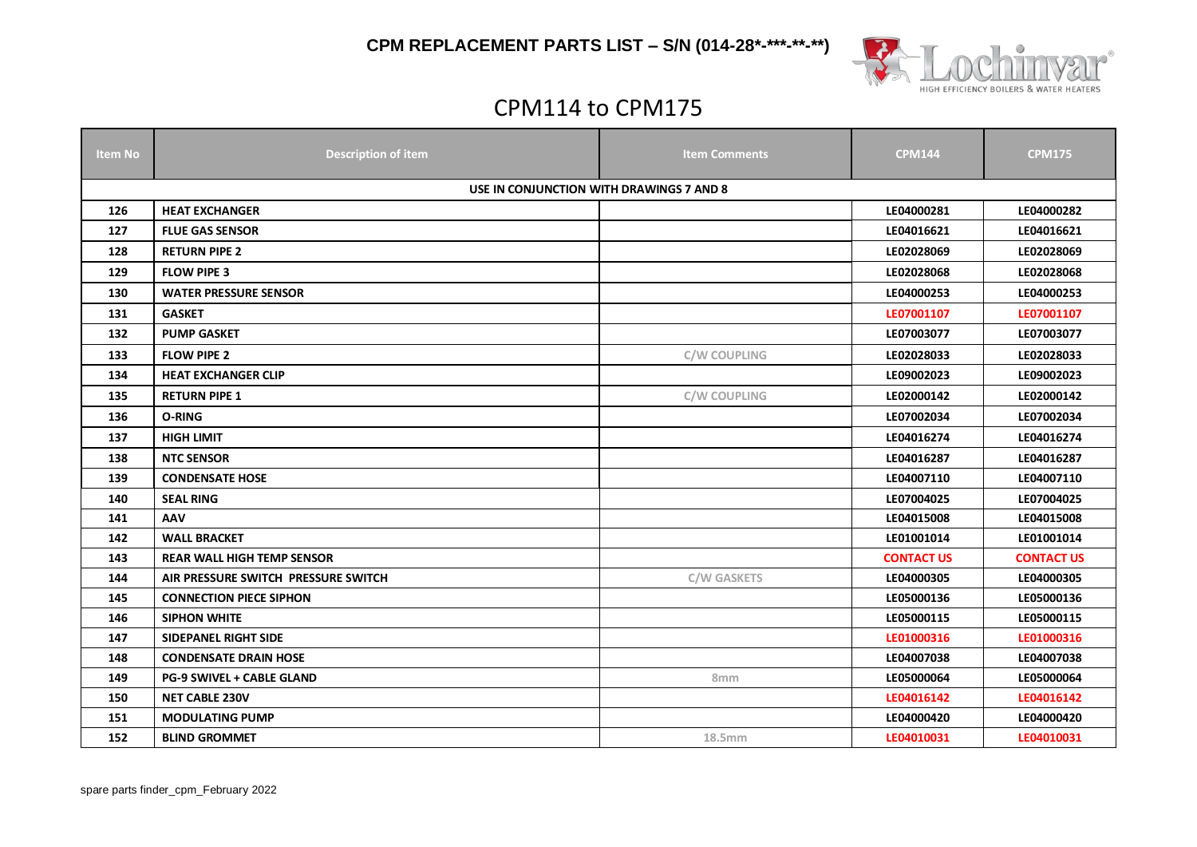# CPM REPLACEMENT PARTS LIST – S/N (014-28*-***-**-**)

## CPM114 to CPM175

| Item No | Description of item | Item Comments | CPM144 | CPM175 |
|---|---|---|---|---|
| USE IN CONJUNCTION WITH DRAWINGS 7 AND 8 | | | | |
| 126 | HEAT EXCHANGER | | LE04000281 | LE04000282 |
| 127 | FLUE GAS SENSOR | | LE04016621 | LE04016621 |
| 128 | RETURN PIPE 2 | | LE02028069 | LE02028069 |
| 129 | FLOW PIPE 3 | | LE02028068 | LE02028068 |
| 130 | WATER PRESSURE SENSOR | | LE04000253 | LE04000253 |
| 131 | GASKET | | LE07001107 | LE07001107 |
| 132 | PUMP GASKET | | LE07003077 | LE07003077 |
| 133 | FLOW PIPE 2 | C/W COUPLING | LE02028033 | LE02028033 |
| 134 | HEAT EXCHANGER CLIP | | LE09002023 | LE09002023 |
| 135 | RETURN PIPE 1 | C/W COUPLING | LE02000142 | LE02000142 |
| 136 | O-RING | | LE07002034 | LE07002034 |
| 137 | HIGH LIMIT | | LE04016274 | LE04016274 |
| 138 | NTC SENSOR | | LE04016287 | LE04016287 |
| 139 | CONDENSATE HOSE | | LE04007110 | LE04007110 |
| 140 | SEAL RING | | LE07004025 | LE07004025 |
| 141 | AAV | | LE04015008 | LE04015008 |
| 142 | WALL BRACKET | | LE01001014 | LE01001014 |
| 143 | REAR WALL HIGH TEMP SENSOR | | CONTACT US | CONTACT US |
| 144 | AIR PRESSURE SWITCH PRESSURE SWITCH | C/W GASKETS | LE04000305 | LE04000305 |
| 145 | CONNECTION PIECE SIPHON | | LE05000136 | LE05000136 |
| 146 | SIPHON WHITE | | LE05000115 | LE05000115 |
| 147 | SIDEPANEL RIGHT SIDE | | LE01000316 | LE01000316 |
| 148 | CONDENSATE DRAIN HOSE | | LE04007038 | LE04007038 |
| 149 | PG-9 SWIVEL + CABLE GLAND | 8mm | LE05000064 | LE05000064 |
| 150 | NET CABLE 230V | | LE04016142 | LE04016142 |
| 151 | MODULATING PUMP | | LE04000420 | LE04000420 |
| 152 | BLIND GROMMET | 18.5mm | LE04010031 | LE04010031 |

spare parts finder_cpm_February 2022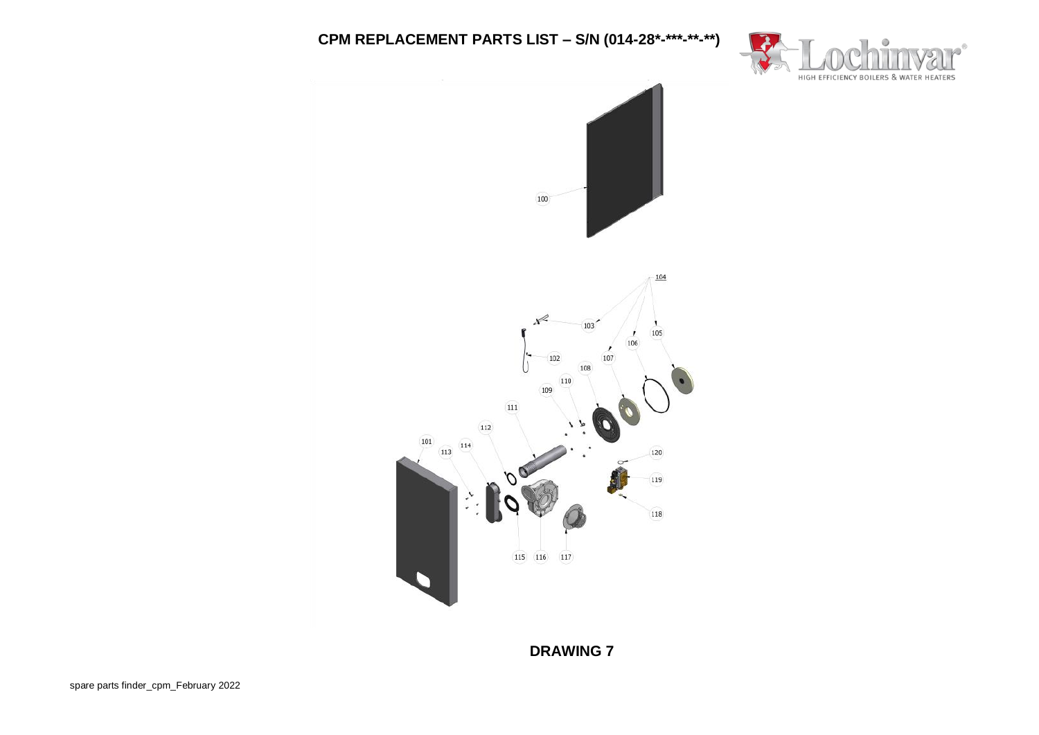# CPM REPLACEMENT PARTS LIST – S/N (014-28*-***-**-**)

100

104

103

105

106

102

107

108

110

109

111

112

101

114

113

120

119

118

115

116

117

**DRAWING 7**

spare parts finder_cpm_February 2022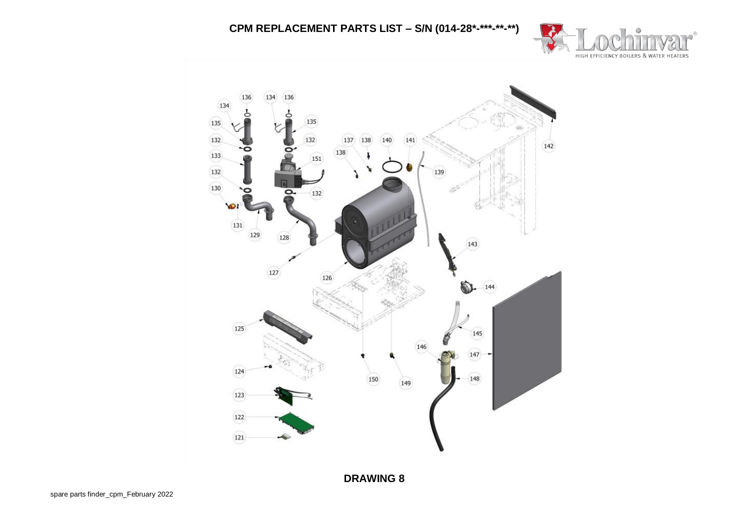# CPM REPLACEMENT PARTS LIST – S/N (014-28*-***-**-**)

136 134 134 136 135 135 132 132 133 151 132 130 132 131 129 128 137 138 138 140 141 139 142 127 126 143 144 125 145 146 147 124 150 149 148 123 122 121

**DRAWING 8**